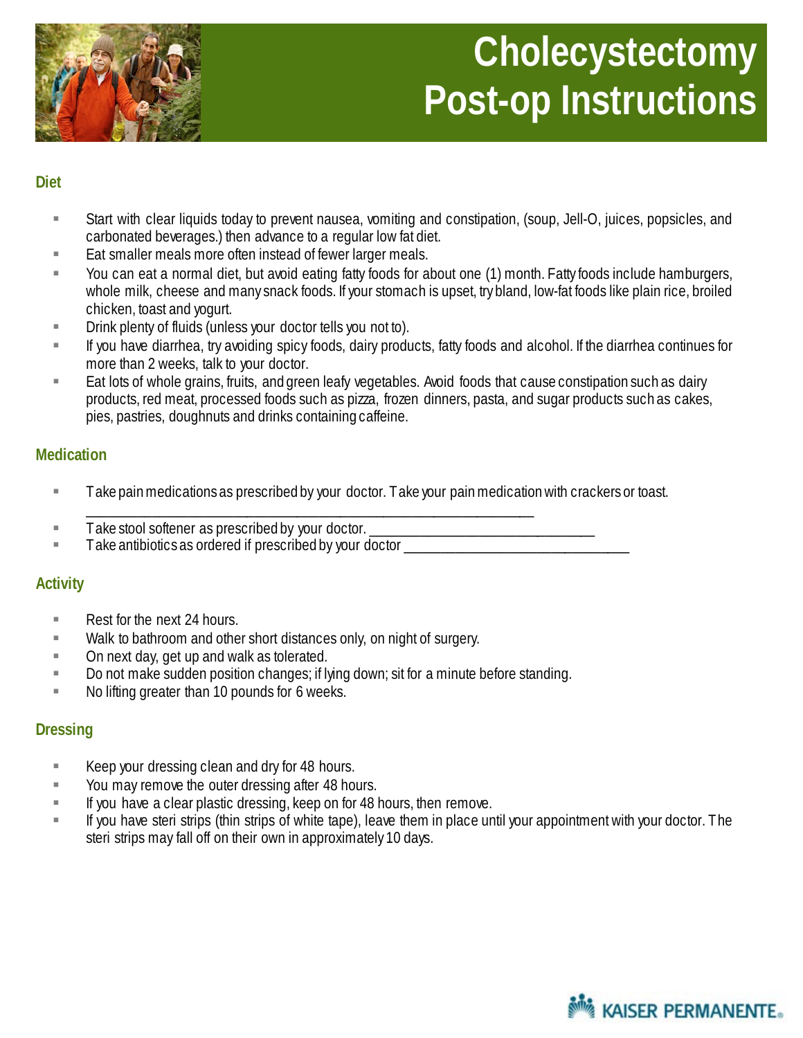# Cholecystectomy Post-op Instructions

## Diet

- Start with clear liquids today to prevent nausea, vomiting and constipation, (soup, Jell-O, juices, popsicles, and carbonated beverages.) then advance to a regular low fat diet.
- Eat smaller meals more often instead of fewer larger meals.
- You can eat a normal diet, but avoid eating fatty foods for about one (1) month. Fatty foods include hamburgers, whole milk, cheese and many snack foods. If your stomach is upset, try bland, low-fat foods like plain rice, broiled chicken, toast and yogurt.
- Drink plenty of fluids (unless your doctor tells you not to).
- If you have diarrhea, try avoiding spicy foods, dairy products, fatty foods and alcohol. If the diarrhea continues for more than 2 weeks, talk to your doctor.
- Eat lots of whole grains, fruits, and green leafy vegetables. Avoid foods that cause constipation such as dairy products, red meat, processed foods such as pizza, frozen dinners, pasta, and sugar products such as cakes, pies, pastries, doughnuts and drinks containing caffeine.

## Medication

- Take pain medications as prescribed by your doctor. Take your pain medication with crackers or toast. ____________________________________________________________
- Take stool softener as prescribed by your doctor. ______________________________
- Take antibiotics as ordered if prescribed by your doctor ______________________________

## Activity

- Rest for the next 24 hours.
- Walk to bathroom and other short distances only, on night of surgery.
- On next day, get up and walk as tolerated.
- Do not make sudden position changes; if lying down; sit for a minute before standing.
- No lifting greater than 10 pounds for 6 weeks.

## Dressing

- Keep your dressing clean and dry for 48 hours.
- You may remove the outer dressing after 48 hours.
- If you have a clear plastic dressing, keep on for 48 hours, then remove.
- If you have steri strips (thin strips of white tape), leave them in place until your appointment with your doctor. The steri strips may fall off on their own in approximately 10 days.

KAISER PERMANENTE.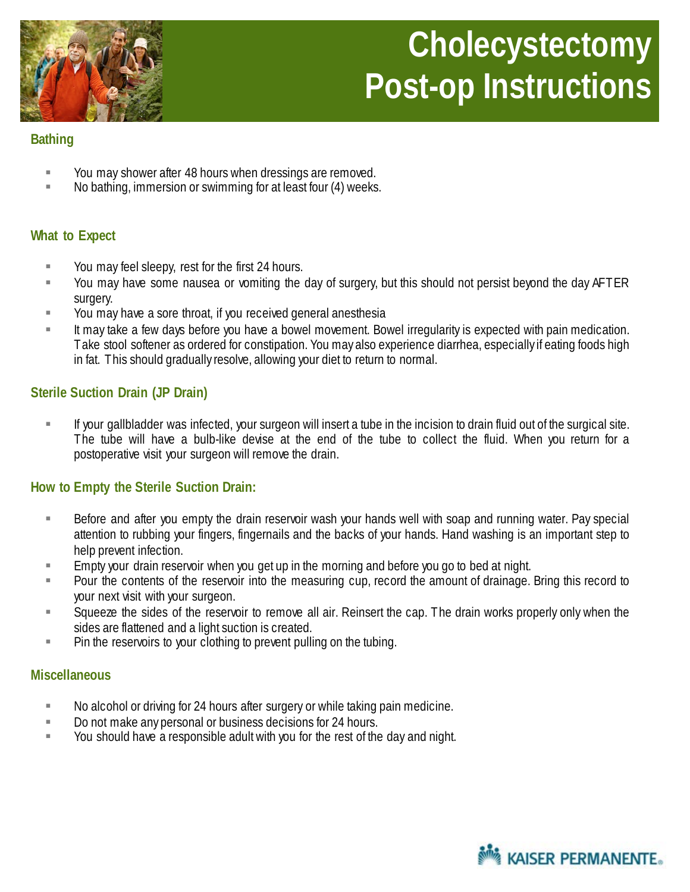# Cholecystectomy Post-op Instructions

## Bathing

- You may shower after 48 hours when dressings are removed.
- No bathing, immersion or swimming for at least four (4) weeks.

## What to Expect

- You may feel sleepy, rest for the first 24 hours.
- You may have some nausea or vomiting the day of surgery, but this should not persist beyond the day AFTER surgery.
- You may have a sore throat, if you received general anesthesia
- It may take a few days before you have a bowel movement. Bowel irregularity is expected with pain medication. Take stool softener as ordered for constipation. You may also experience diarrhea, especially if eating foods high in fat. This should gradually resolve, allowing your diet to return to normal.

## Sterile Suction Drain (JP Drain)

- If your gallbladder was infected, your surgeon will insert a tube in the incision to drain fluid out of the surgical site. The tube will have a bulb-like devise at the end of the tube to collect the fluid. When you return for a postoperative visit your surgeon will remove the drain.

## How to Empty the Sterile Suction Drain:

- Before and after you empty the drain reservoir wash your hands well with soap and running water. Pay special attention to rubbing your fingers, fingernails and the backs of your hands. Hand washing is an important step to help prevent infection.
- Empty your drain reservoir when you get up in the morning and before you go to bed at night.
- Pour the contents of the reservoir into the measuring cup, record the amount of drainage. Bring this record to your next visit with your surgeon.
- Squeeze the sides of the reservoir to remove all air. Reinsert the cap. The drain works properly only when the sides are flattened and a light suction is created.
- Pin the reservoirs to your clothing to prevent pulling on the tubing.

## Miscellaneous

- No alcohol or driving for 24 hours after surgery or while taking pain medicine.
- Do not make any personal or business decisions for 24 hours.
- You should have a responsible adult with you for the rest of the day and night.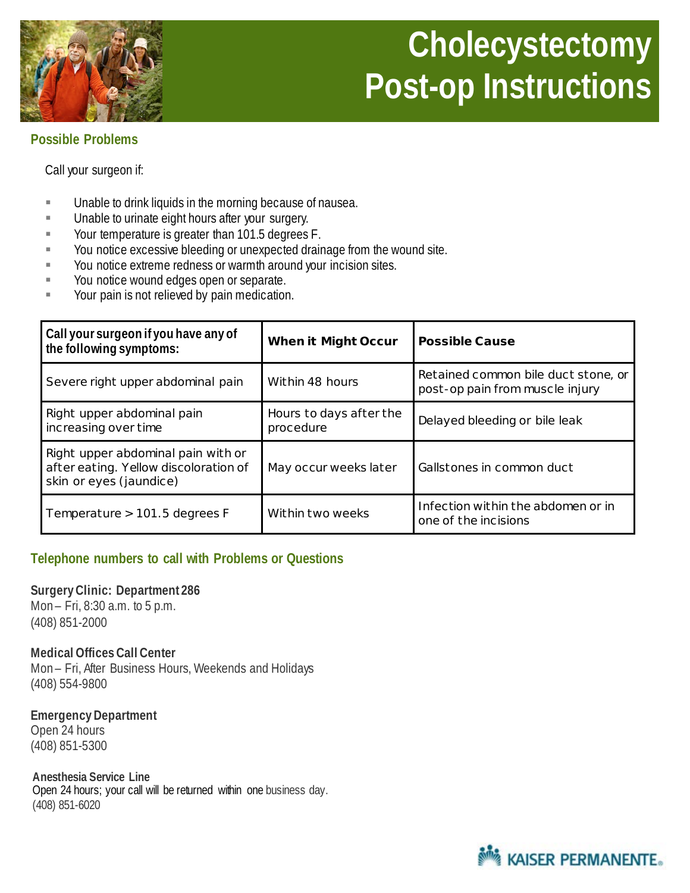# Cholecystectomy Post-op Instructions

## Possible Problems

Call your surgeon if:

- Unable to drink liquids in the morning because of nausea.
- Unable to urinate eight hours after your surgery.
- Your temperature is greater than 101.5 degrees F.
- You notice excessive bleeding or unexpected drainage from the wound site.
- You notice extreme redness or warmth around your incision sites.
- You notice wound edges open or separate.
- Your pain is not relieved by pain medication.

| Call your surgeon if you have any of the following symptoms: | When it Might Occur | Possible Cause |
|---|---|---|
| Severe right upper abdominal pain | Within 48 hours | Retained common bile duct stone, or post-op pain from muscle injury |
| Right upper abdominal pain increasing over time | Hours to days after the procedure | Delayed bleeding or bile leak |
| Right upper abdominal pain with or after eating. Yellow discoloration of skin or eyes (jaundice) | May occur weeks later | Gallstones in common duct |
| Temperature > 101.5 degrees F | Within two weeks | Infection within the abdomen or in one of the incisions |

## Telephone numbers to call with Problems or Questions

**Surgery Clinic: Department 286**
Mon – Fri, 8:30 a.m. to 5 p.m.
(408) 851-2000

**Medical Offices Call Center**
Mon – Fri, After Business Hours, Weekends and Holidays
(408) 554-9800

**Emergency Department**
Open 24 hours
(408) 851-5300

**Anesthesia Service Line**
Open 24 hours; your call will be returned within one business day.
(408) 851-6020

KAISER PERMANENTE.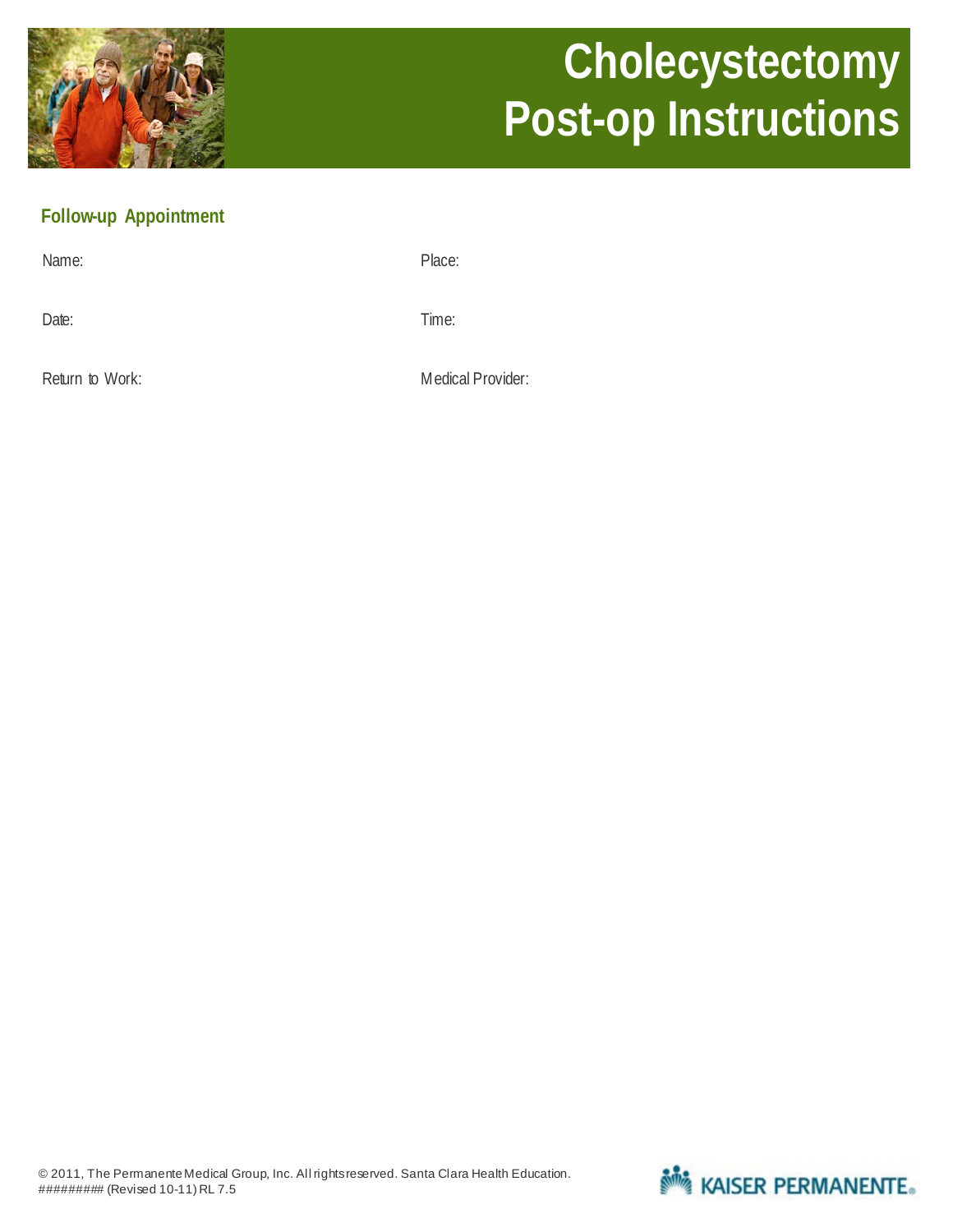# Cholecystectomy Post-op Instructions

## Follow-up Appointment

Name:

Place:

Date:

Time:

Return to Work:

Medical Provider:

© 2011, The Permanente Medical Group, Inc. All rights reserved. Santa Clara Health Education.
######### (Revised 10-11) RL 7.5

KAISER PERMANENTE®